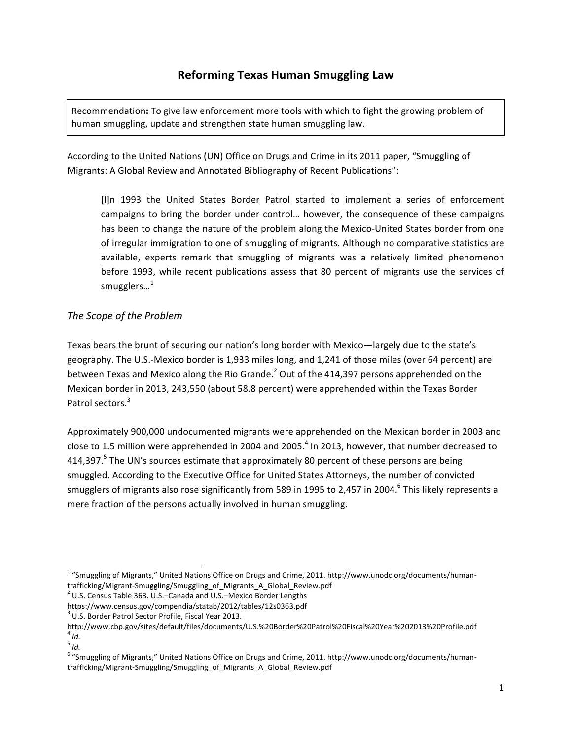# Reforming Texas Human Smuggling Law

Recommendation**:** To give law enforcement more tools with which to fight the growing problem of human smuggling, update and strengthen state human smuggling law.

According to the United Nations (UN) Office on Drugs and Crime in its 2011 paper, "Smuggling of Migrants: A Global Review and Annotated Bibliography of Recent Publications":

> [I]n 1993 the United States Border Patrol started to implement a series of enforcement campaigns to bring the border under control… however, the consequence of these campaigns has been to change the nature of the problem along the Mexico-United States border from one of irregular immigration to one of smuggling of migrants. Although no comparative statistics are available, experts remark that smuggling of migrants was a relatively limited phenomenon before 1993, while recent publications assess that 80 percent of migrants use the services of smugglers…[1]

*The Scope of the Problem*

Texas bears the brunt of securing our nation's long border with Mexico—largely due to the state's geography. The U.S.-Mexico border is 1,933 miles long, and 1,241 of those miles (over 64 percent) are between Texas and Mexico along the Rio Grande.[2] Out of the 414,397 persons apprehended on the Mexican border in 2013, 243,550 (about 58.8 percent) were apprehended within the Texas Border Patrol sectors.[3]

Approximately 900,000 undocumented migrants were apprehended on the Mexican border in 2003 and close to 1.5 million were apprehended in 2004 and 2005.[4] In 2013, however, that number decreased to 414,397.[5] The UN's sources estimate that approximately 80 percent of these persons are being smuggled. According to the Executive Office for United States Attorneys, the number of convicted smugglers of migrants also rose significantly from 589 in 1995 to 2,457 in 2004.[6] This likely represents a mere fraction of the persons actually involved in human smuggling.

---

[1] "Smuggling of Migrants," United Nations Office on Drugs and Crime, 2011. http://www.unodc.org/documents/human-trafficking/Migrant-Smuggling/Smuggling_of_Migrants_A_Global_Review.pdf

[2] U.S. Census Table 363. U.S.–Canada and U.S.–Mexico Border Lengths https://www.census.gov/compendia/statab/2012/tables/12s0363.pdf

[3] U.S. Border Patrol Sector Profile, Fiscal Year 2013. http://www.cbp.gov/sites/default/files/documents/U.S.%20Border%20Patrol%20Fiscal%20Year%202013%20Profile.pdf

[4] *Id.*

[5] *Id.*

[6] "Smuggling of Migrants," United Nations Office on Drugs and Crime, 2011. http://www.unodc.org/documents/human-trafficking/Migrant-Smuggling/Smuggling_of_Migrants_A_Global_Review.pdf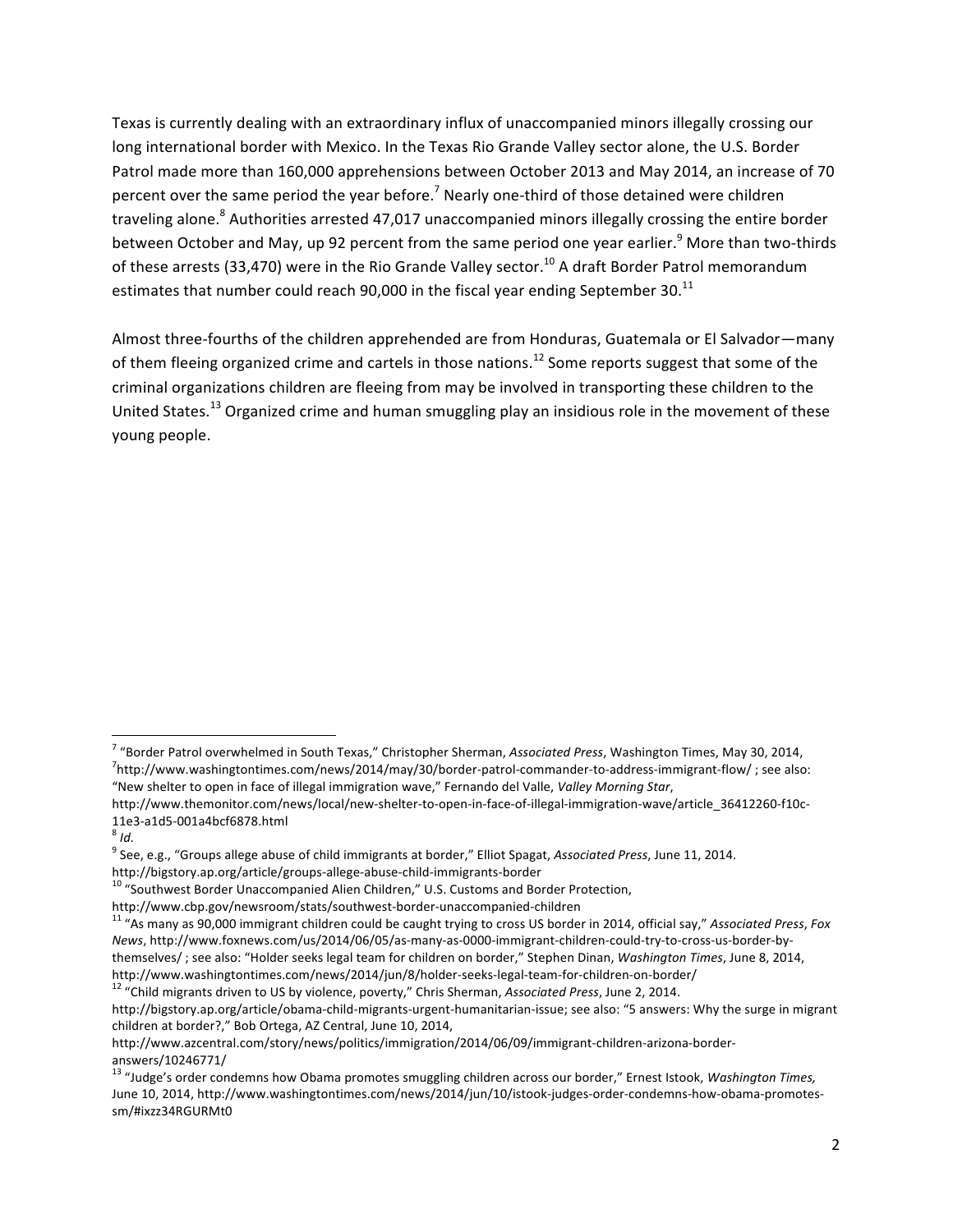Texas is currently dealing with an extraordinary influx of unaccompanied minors illegally crossing our long international border with Mexico. In the Texas Rio Grande Valley sector alone, the U.S. Border Patrol made more than 160,000 apprehensions between October 2013 and May 2014, an increase of 70 percent over the same period the year before.[7] Nearly one-third of those detained were children traveling alone.[8] Authorities arrested 47,017 unaccompanied minors illegally crossing the entire border between October and May, up 92 percent from the same period one year earlier.[9] More than two-thirds of these arrests (33,470) were in the Rio Grande Valley sector.[10] A draft Border Patrol memorandum estimates that number could reach 90,000 in the fiscal year ending September 30.[11]

Almost three-fourths of the children apprehended are from Honduras, Guatemala or El Salvador—many of them fleeing organized crime and cartels in those nations.[12] Some reports suggest that some of the criminal organizations children are fleeing from may be involved in transporting these children to the United States.[13] Organized crime and human smuggling play an insidious role in the movement of these young people.

---

[7] "Border Patrol overwhelmed in South Texas," Christopher Sherman, *Associated Press*, Washington Times, May 30, 2014, [7]http://www.washingtontimes.com/news/2014/may/30/border-patrol-commander-to-address-immigrant-flow/ ; see also: "New shelter to open in face of illegal immigration wave," Fernando del Valle, *Valley Morning Star*, http://www.themonitor.com/news/local/new-shelter-to-open-in-face-of-illegal-immigration-wave/article_36412260-f10c-11e3-a1d5-001a4bcf6878.html

[8] *Id.*

[9] See, e.g., "Groups allege abuse of child immigrants at border," Elliot Spagat, *Associated Press*, June 11, 2014. http://bigstory.ap.org/article/groups-allege-abuse-child-immigrants-border

[10] "Southwest Border Unaccompanied Alien Children," U.S. Customs and Border Protection, http://www.cbp.gov/newsroom/stats/southwest-border-unaccompanied-children

[11] "As many as 90,000 immigrant children could be caught trying to cross US border in 2014, official say," *Associated Press*, *Fox News*, http://www.foxnews.com/us/2014/06/05/as-many-as-0000-immigrant-children-could-try-to-cross-us-border-by-themselves/ ; see also: "Holder seeks legal team for children on border," Stephen Dinan, *Washington Times*, June 8, 2014, http://www.washingtontimes.com/news/2014/jun/8/holder-seeks-legal-team-for-children-on-border/

[12] "Child migrants driven to US by violence, poverty," Chris Sherman, *Associated Press*, June 2, 2014. http://bigstory.ap.org/article/obama-child-migrants-urgent-humanitarian-issue; see also: "5 answers: Why the surge in migrant children at border?," Bob Ortega, AZ Central, June 10, 2014, http://www.azcentral.com/story/news/politics/immigration/2014/06/09/immigrant-children-arizona-border-answers/10246771/

[13] "Judge's order condemns how Obama promotes smuggling children across our border," Ernest Istook, *Washington Times,* June 10, 2014, http://www.washingtontimes.com/news/2014/jun/10/istook-judges-order-condemns-how-obama-promotes-sm/#ixzz34RGURMt0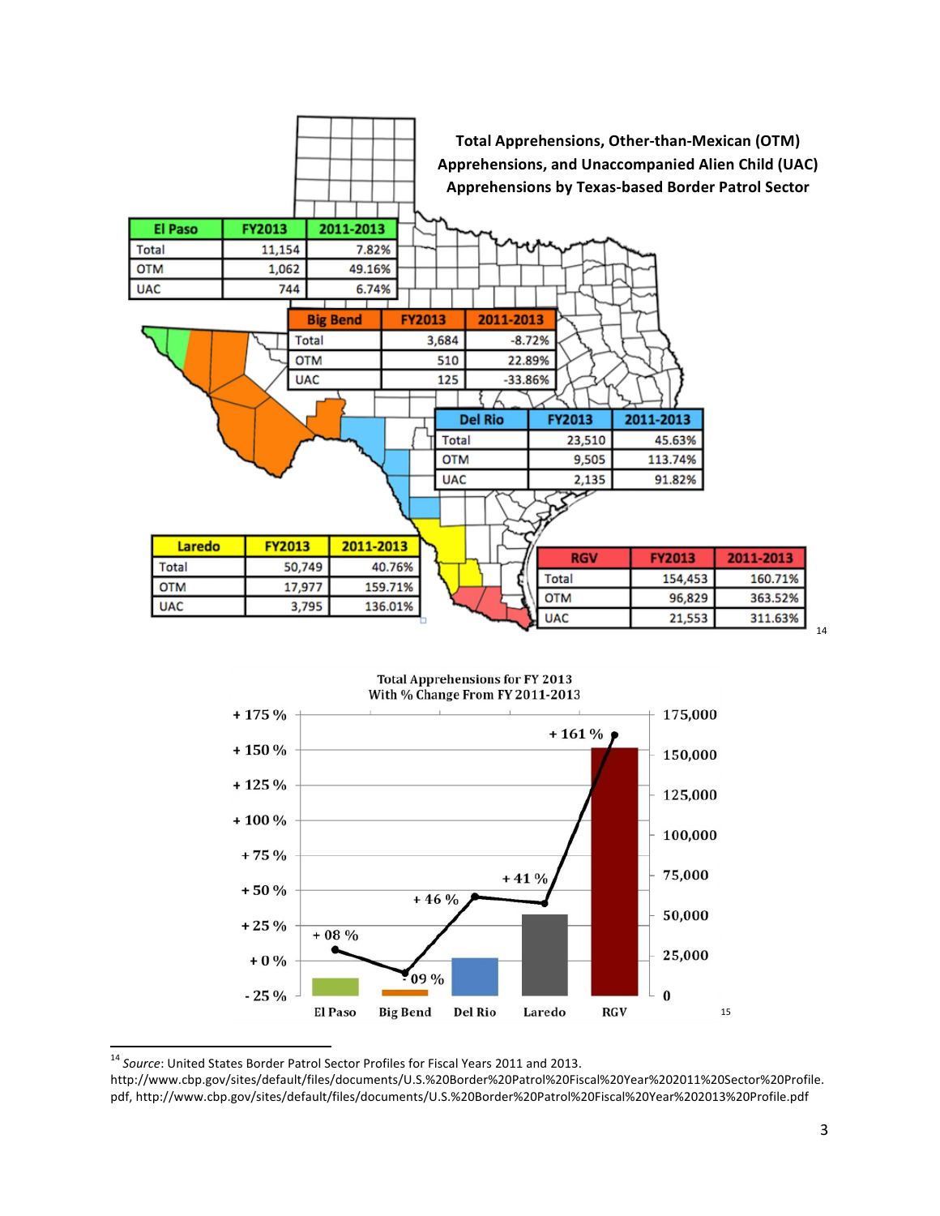**Total Apprehensions, Other-than-Mexican (OTM) Apprehensions, and Unaccompanied Alien Child (UAC) Apprehensions by Texas-based Border Patrol Sector**

| El Paso | FY2013 | 2011-2013 |
|---|---|---|
| Total | 11,154 | 7.82% |
| OTM | 1,062 | 49.16% |
| UAC | 744 | 6.74% |

| Big Bend | FY2013 | 2011-2013 |
|---|---|---|
| Total | 3,684 | -8.72% |
| OTM | 510 | 22.89% |
| UAC | 125 | -33.86% |

| Del Rio | FY2013 | 2011-2013 |
|---|---|---|
| Total | 23,510 | 45.63% |
| OTM | 9,505 | 113.74% |
| UAC | 2,135 | 91.82% |

| Laredo | FY2013 | 2011-2013 |
|---|---|---|
| Total | 50,749 | 40.76% |
| OTM | 17,977 | 159.71% |
| UAC | 3,795 | 136.01% |

| RGV | FY2013 | 2011-2013 |
|---|---|---|
| Total | 154,453 | 160.71% |
| OTM | 96,829 | 363.52% |
| UAC | 21,553 | 311.63% |

[14]

**Total Apprehensions for FY 2013 With % Change From FY 2011-2013**

| Sector | % Change |
|---|---|
| El Paso | + 08 % |
| Big Bend | - 09 % |
| Del Rio | + 46 % |
| Laredo | + 41 % |
| RGV | + 161 % |

[15]

---

[14] *Source*: United States Border Patrol Sector Profiles for Fiscal Years 2011 and 2013. http://www.cbp.gov/sites/default/files/documents/U.S.%20Border%20Patrol%20Fiscal%20Year%202011%20Sector%20Profile.pdf, http://www.cbp.gov/sites/default/files/documents/U.S.%20Border%20Patrol%20Fiscal%20Year%202013%20Profile.pdf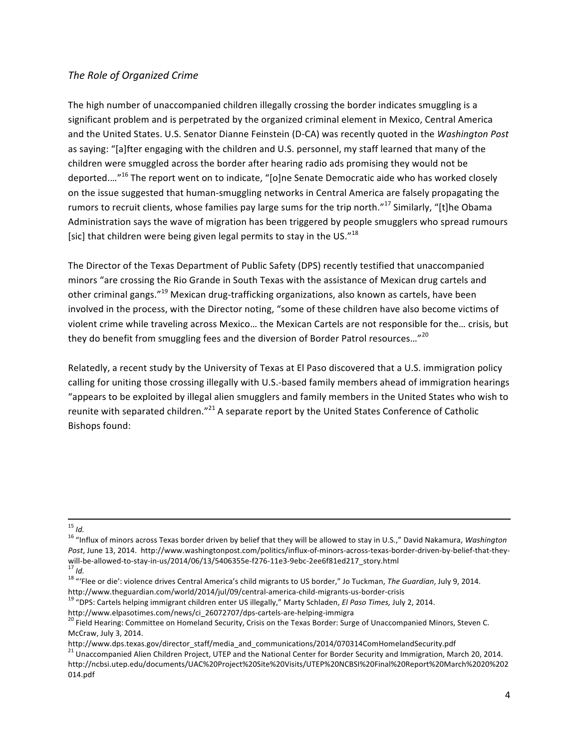### *The Role of Organized Crime*

The high number of unaccompanied children illegally crossing the border indicates smuggling is a significant problem and is perpetrated by the organized criminal element in Mexico, Central America and the United States. U.S. Senator Dianne Feinstein (D-CA) was recently quoted in the *Washington Post* as saying: "[a]fter engaging with the children and U.S. personnel, my staff learned that many of the children were smuggled across the border after hearing radio ads promising they would not be deported...."[16] The report went on to indicate, "[o]ne Senate Democratic aide who has worked closely on the issue suggested that human-smuggling networks in Central America are falsely propagating the rumors to recruit clients, whose families pay large sums for the trip north."[17] Similarly, "[t]he Obama Administration says the wave of migration has been triggered by people smugglers who spread rumours [sic] that children were being given legal permits to stay in the US."[18]

The Director of the Texas Department of Public Safety (DPS) recently testified that unaccompanied minors "are crossing the Rio Grande in South Texas with the assistance of Mexican drug cartels and other criminal gangs."[19] Mexican drug-trafficking organizations, also known as cartels, have been involved in the process, with the Director noting, "some of these children have also become victims of violent crime while traveling across Mexico… the Mexican Cartels are not responsible for the… crisis, but they do benefit from smuggling fees and the diversion of Border Patrol resources…"[20]

Relatedly, a recent study by the University of Texas at El Paso discovered that a U.S. immigration policy calling for uniting those crossing illegally with U.S.-based family members ahead of immigration hearings "appears to be exploited by illegal alien smugglers and family members in the United States who wish to reunite with separated children."[21] A separate report by the United States Conference of Catholic Bishops found:

---

[15] *Id.*

[16] "Influx of minors across Texas border driven by belief that they will be allowed to stay in U.S.," David Nakamura, *Washington Post*, June 13, 2014. http://www.washingtonpost.com/politics/influx-of-minors-across-texas-border-driven-by-belief-that-they-will-be-allowed-to-stay-in-us/2014/06/13/5406355e-f276-11e3-9ebc-2ee6f81ed217_story.html

[17] *Id.*

[18] "'Flee or die': violence drives Central America's child migrants to US border," Jo Tuckman, *The Guardian*, July 9, 2014. http://www.theguardian.com/world/2014/jul/09/central-america-child-migrants-us-border-crisis

[19] "DPS: Cartels helping immigrant children enter US illegally," Marty Schladen, *El Paso Times,* July 2, 2014. http://www.elpasotimes.com/news/ci_26072707/dps-cartels-are-helping-immigra

[20] Field Hearing: Committee on Homeland Security, Crisis on the Texas Border: Surge of Unaccompanied Minors, Steven C. McCraw, July 3, 2014. http://www.dps.texas.gov/director_staff/media_and_communications/2014/070314ComHomelandSecurity.pdf

[21] Unaccompanied Alien Children Project, UTEP and the National Center for Border Security and Immigration, March 20, 2014. http://ncbsi.utep.edu/documents/UAC%20Project%20Site%20Visits/UTEP%20NCBSI%20Final%20Report%20March%2020%202014.pdf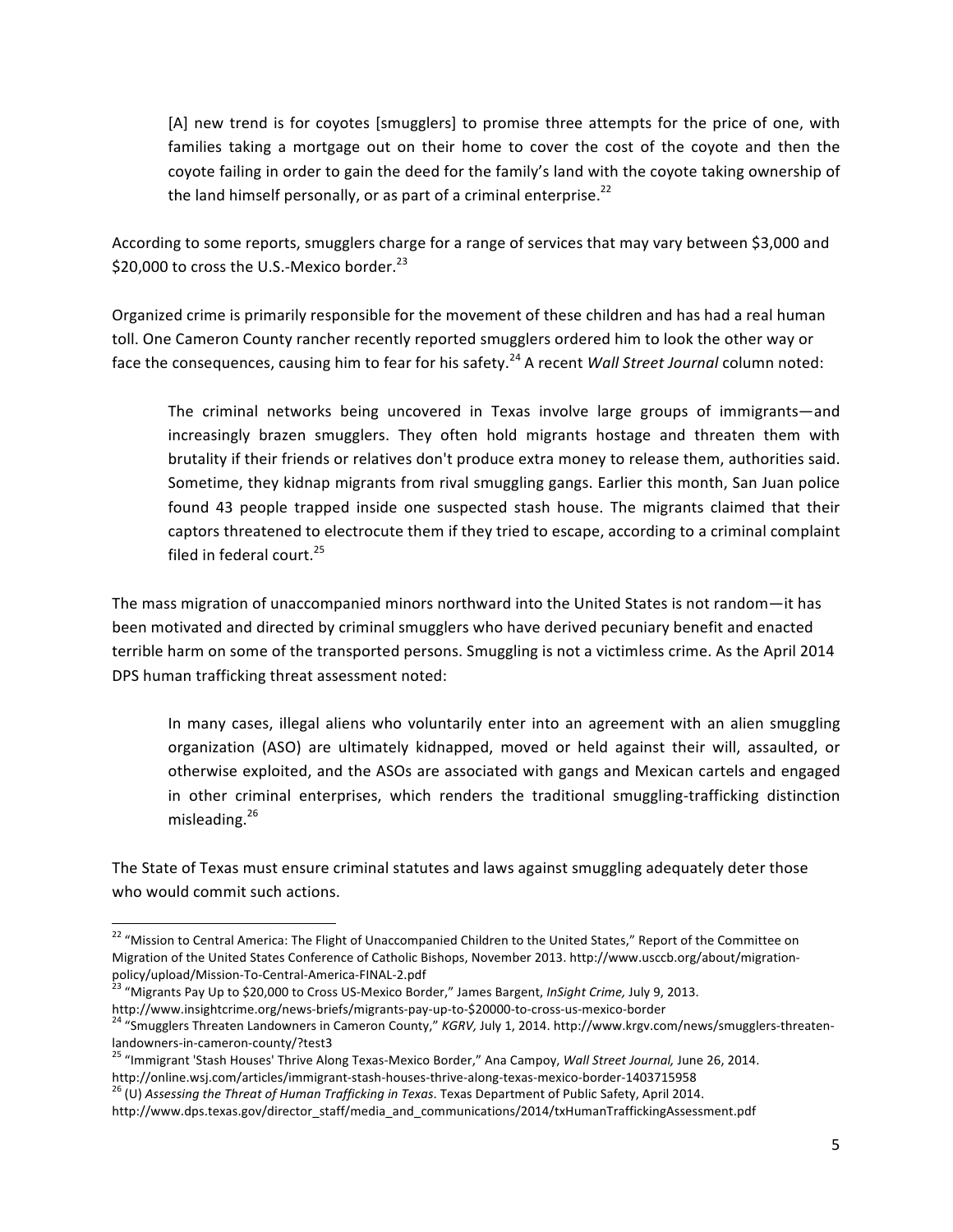> [A] new trend is for coyotes [smugglers] to promise three attempts for the price of one, with families taking a mortgage out on their home to cover the cost of the coyote and then the coyote failing in order to gain the deed for the family's land with the coyote taking ownership of the land himself personally, or as part of a criminal enterprise.[22]

According to some reports, smugglers charge for a range of services that may vary between $3,000 and $20,000 to cross the U.S.-Mexico border.[23]

Organized crime is primarily responsible for the movement of these children and has had a real human toll. One Cameron County rancher recently reported smugglers ordered him to look the other way or face the consequences, causing him to fear for his safety.[24] A recent *Wall Street Journal* column noted:

> The criminal networks being uncovered in Texas involve large groups of immigrants—and increasingly brazen smugglers. They often hold migrants hostage and threaten them with brutality if their friends or relatives don't produce extra money to release them, authorities said. Sometime, they kidnap migrants from rival smuggling gangs. Earlier this month, San Juan police found 43 people trapped inside one suspected stash house. The migrants claimed that their captors threatened to electrocute them if they tried to escape, according to a criminal complaint filed in federal court.[25]

The mass migration of unaccompanied minors northward into the United States is not random—it has been motivated and directed by criminal smugglers who have derived pecuniary benefit and enacted terrible harm on some of the transported persons. Smuggling is not a victimless crime. As the April 2014 DPS human trafficking threat assessment noted:

> In many cases, illegal aliens who voluntarily enter into an agreement with an alien smuggling organization (ASO) are ultimately kidnapped, moved or held against their will, assaulted, or otherwise exploited, and the ASOs are associated with gangs and Mexican cartels and engaged in other criminal enterprises, which renders the traditional smuggling-trafficking distinction misleading.[26]

The State of Texas must ensure criminal statutes and laws against smuggling adequately deter those who would commit such actions.

---

[22] "Mission to Central America: The Flight of Unaccompanied Children to the United States," Report of the Committee on Migration of the United States Conference of Catholic Bishops, November 2013. http://www.usccb.org/about/migration-policy/upload/Mission-To-Central-America-FINAL-2.pdf

[23] "Migrants Pay Up to $20,000 to Cross US-Mexico Border," James Bargent, *InSight Crime,* July 9, 2013. http://www.insightcrime.org/news-briefs/migrants-pay-up-to-$20000-to-cross-us-mexico-border

[24] "Smugglers Threaten Landowners in Cameron County," *KGRV,* July 1, 2014. http://www.krgv.com/news/smugglers-threaten-landowners-in-cameron-county/?test3

[25] "Immigrant 'Stash Houses' Thrive Along Texas-Mexico Border," Ana Campoy, *Wall Street Journal,* June 26, 2014. http://online.wsj.com/articles/immigrant-stash-houses-thrive-along-texas-mexico-border-1403715958

[26] (U) *Assessing the Threat of Human Trafficking in Texas*. Texas Department of Public Safety, April 2014. http://www.dps.texas.gov/director_staff/media_and_communications/2014/txHumanTraffickingAssessment.pdf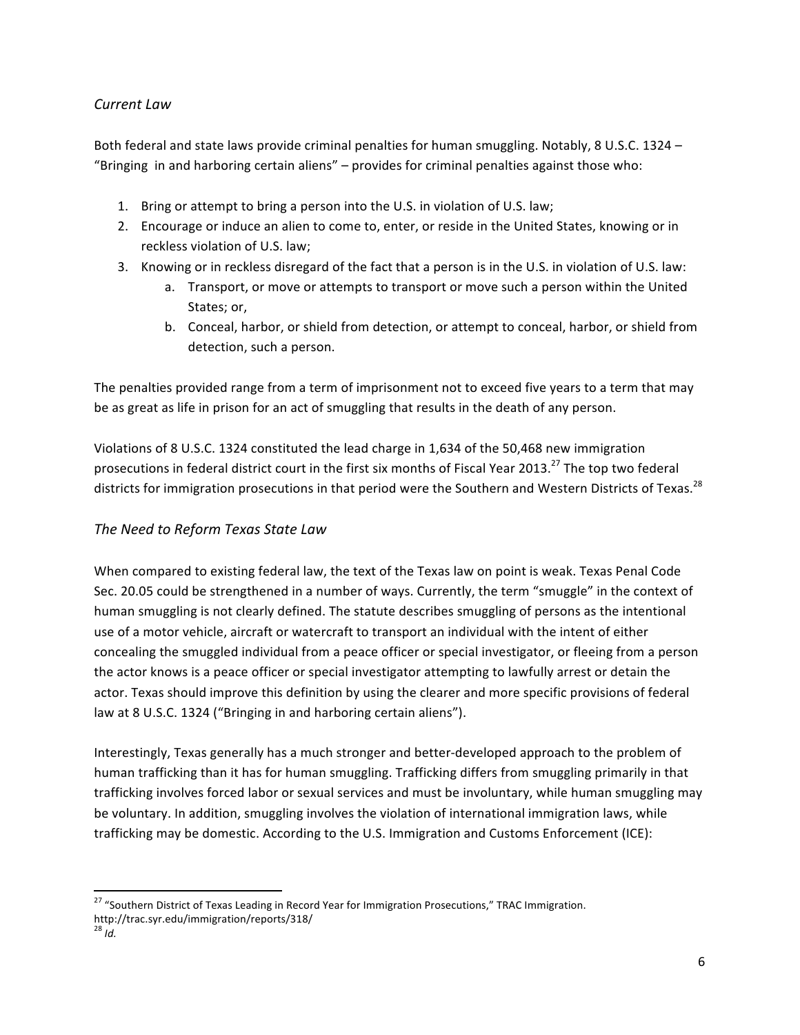### *Current Law*

Both federal and state laws provide criminal penalties for human smuggling. Notably, 8 U.S.C. 1324 – "Bringing in and harboring certain aliens" – provides for criminal penalties against those who:

1. Bring or attempt to bring a person into the U.S. in violation of U.S. law;
2. Encourage or induce an alien to come to, enter, or reside in the United States, knowing or in reckless violation of U.S. law;
3. Knowing or in reckless disregard of the fact that a person is in the U.S. in violation of U.S. law:
   a. Transport, or move or attempts to transport or move such a person within the United States; or,
   b. Conceal, harbor, or shield from detection, or attempt to conceal, harbor, or shield from detection, such a person.

The penalties provided range from a term of imprisonment not to exceed five years to a term that may be as great as life in prison for an act of smuggling that results in the death of any person.

Violations of 8 U.S.C. 1324 constituted the lead charge in 1,634 of the 50,468 new immigration prosecutions in federal district court in the first six months of Fiscal Year 2013.[27] The top two federal districts for immigration prosecutions in that period were the Southern and Western Districts of Texas.[28]

### *The Need to Reform Texas State Law*

When compared to existing federal law, the text of the Texas law on point is weak. Texas Penal Code Sec. 20.05 could be strengthened in a number of ways. Currently, the term "smuggle" in the context of human smuggling is not clearly defined. The statute describes smuggling of persons as the intentional use of a motor vehicle, aircraft or watercraft to transport an individual with the intent of either concealing the smuggled individual from a peace officer or special investigator, or fleeing from a person the actor knows is a peace officer or special investigator attempting to lawfully arrest or detain the actor. Texas should improve this definition by using the clearer and more specific provisions of federal law at 8 U.S.C. 1324 ("Bringing in and harboring certain aliens").

Interestingly, Texas generally has a much stronger and better-developed approach to the problem of human trafficking than it has for human smuggling. Trafficking differs from smuggling primarily in that trafficking involves forced labor or sexual services and must be involuntary, while human smuggling may be voluntary. In addition, smuggling involves the violation of international immigration laws, while trafficking may be domestic. According to the U.S. Immigration and Customs Enforcement (ICE):

---

[27] "Southern District of Texas Leading in Record Year for Immigration Prosecutions," TRAC Immigration. http://trac.syr.edu/immigration/reports/318/

[28] *Id.*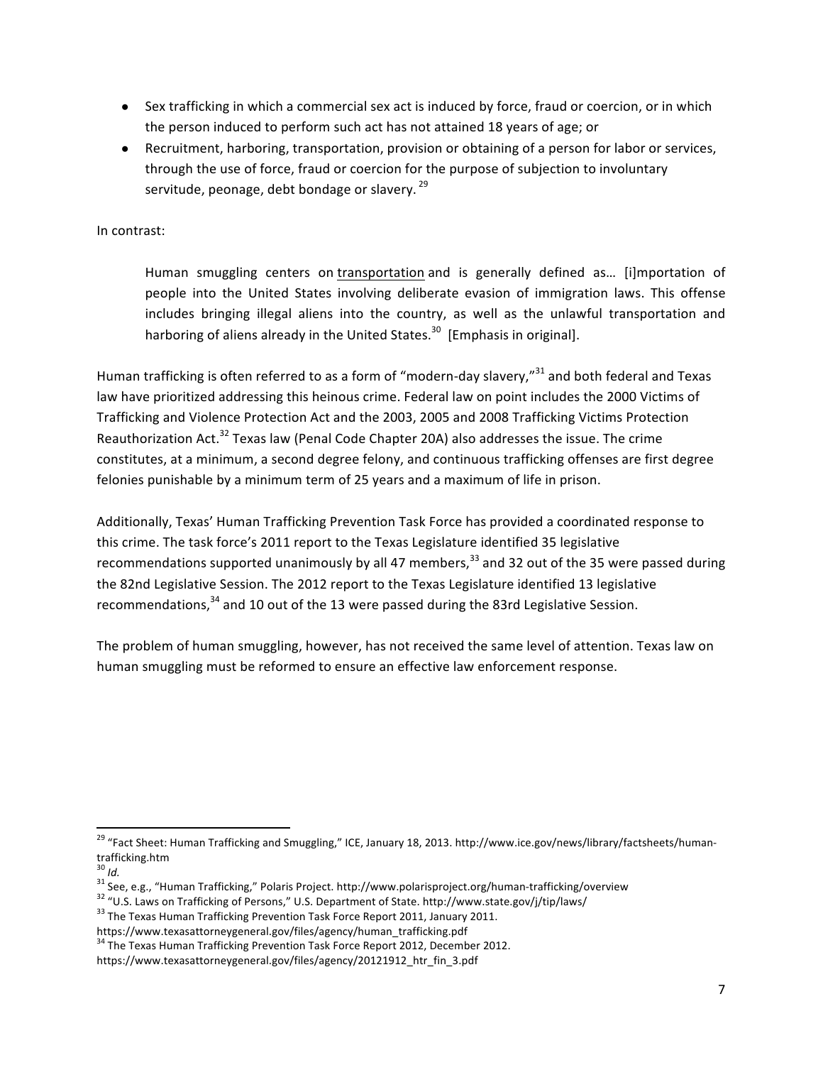- Sex trafficking in which a commercial sex act is induced by force, fraud or coercion, or in which the person induced to perform such act has not attained 18 years of age; or
- Recruitment, harboring, transportation, provision or obtaining of a person for labor or services, through the use of force, fraud or coercion for the purpose of subjection to involuntary servitude, peonage, debt bondage or slavery. [29]

In contrast:

> Human smuggling centers on <u>transportation</u> and is generally defined as… [i]mportation of people into the United States involving deliberate evasion of immigration laws. This offense includes bringing illegal aliens into the country, as well as the unlawful transportation and harboring of aliens already in the United States.[30] [Emphasis in original].

Human trafficking is often referred to as a form of "modern-day slavery,"[31] and both federal and Texas law have prioritized addressing this heinous crime. Federal law on point includes the 2000 Victims of Trafficking and Violence Protection Act and the 2003, 2005 and 2008 Trafficking Victims Protection Reauthorization Act.[32] Texas law (Penal Code Chapter 20A) also addresses the issue. The crime constitutes, at a minimum, a second degree felony, and continuous trafficking offenses are first degree felonies punishable by a minimum term of 25 years and a maximum of life in prison.

Additionally, Texas' Human Trafficking Prevention Task Force has provided a coordinated response to this crime. The task force's 2011 report to the Texas Legislature identified 35 legislative recommendations supported unanimously by all 47 members,[33] and 32 out of the 35 were passed during the 82nd Legislative Session. The 2012 report to the Texas Legislature identified 13 legislative recommendations,[34] and 10 out of the 13 were passed during the 83rd Legislative Session.

The problem of human smuggling, however, has not received the same level of attention. Texas law on human smuggling must be reformed to ensure an effective law enforcement response.

---

[29] "Fact Sheet: Human Trafficking and Smuggling," ICE, January 18, 2013. http://www.ice.gov/news/library/factsheets/human-trafficking.htm

[30] *Id.*

[31] See, e.g., "Human Trafficking," Polaris Project. http://www.polarisproject.org/human-trafficking/overview

[32] "U.S. Laws on Trafficking of Persons," U.S. Department of State. http://www.state.gov/j/tip/laws/

[33] The Texas Human Trafficking Prevention Task Force Report 2011, January 2011. https://www.texasattorneygeneral.gov/files/agency/human_trafficking.pdf

[34] The Texas Human Trafficking Prevention Task Force Report 2012, December 2012. https://www.texasattorneygeneral.gov/files/agency/20121912_htr_fin_3.pdf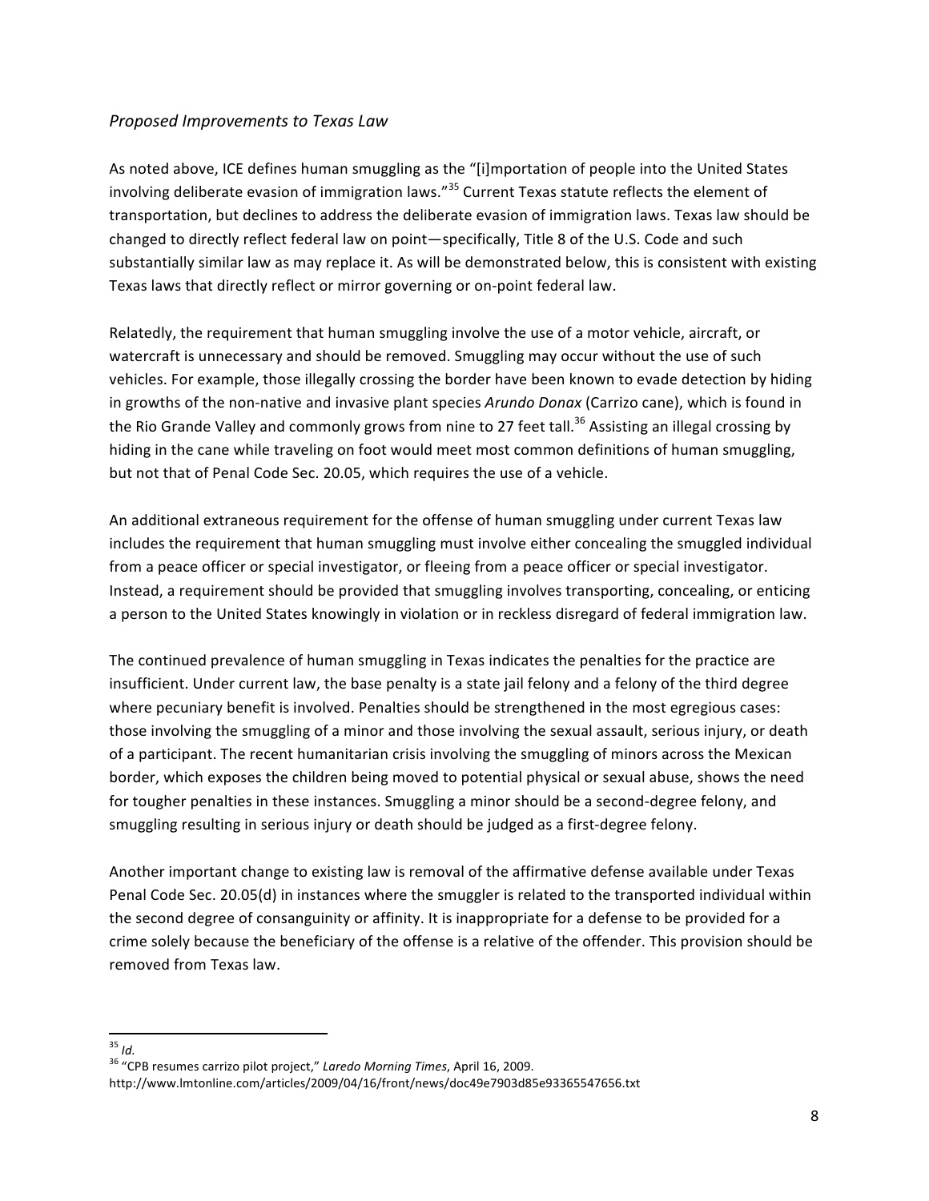## *Proposed Improvements to Texas Law*

As noted above, ICE defines human smuggling as the "[i]mportation of people into the United States involving deliberate evasion of immigration laws."[35] Current Texas statute reflects the element of transportation, but declines to address the deliberate evasion of immigration laws. Texas law should be changed to directly reflect federal law on point—specifically, Title 8 of the U.S. Code and such substantially similar law as may replace it. As will be demonstrated below, this is consistent with existing Texas laws that directly reflect or mirror governing or on-point federal law.

Relatedly, the requirement that human smuggling involve the use of a motor vehicle, aircraft, or watercraft is unnecessary and should be removed. Smuggling may occur without the use of such vehicles. For example, those illegally crossing the border have been known to evade detection by hiding in growths of the non-native and invasive plant species *Arundo Donax* (Carrizo cane), which is found in the Rio Grande Valley and commonly grows from nine to 27 feet tall.[36] Assisting an illegal crossing by hiding in the cane while traveling on foot would meet most common definitions of human smuggling, but not that of Penal Code Sec. 20.05, which requires the use of a vehicle.

An additional extraneous requirement for the offense of human smuggling under current Texas law includes the requirement that human smuggling must involve either concealing the smuggled individual from a peace officer or special investigator, or fleeing from a peace officer or special investigator. Instead, a requirement should be provided that smuggling involves transporting, concealing, or enticing a person to the United States knowingly in violation or in reckless disregard of federal immigration law.

The continued prevalence of human smuggling in Texas indicates the penalties for the practice are insufficient. Under current law, the base penalty is a state jail felony and a felony of the third degree where pecuniary benefit is involved. Penalties should be strengthened in the most egregious cases: those involving the smuggling of a minor and those involving the sexual assault, serious injury, or death of a participant. The recent humanitarian crisis involving the smuggling of minors across the Mexican border, which exposes the children being moved to potential physical or sexual abuse, shows the need for tougher penalties in these instances. Smuggling a minor should be a second-degree felony, and smuggling resulting in serious injury or death should be judged as a first-degree felony.

Another important change to existing law is removal of the affirmative defense available under Texas Penal Code Sec. 20.05(d) in instances where the smuggler is related to the transported individual within the second degree of consanguinity or affinity. It is inappropriate for a defense to be provided for a crime solely because the beneficiary of the offense is a relative of the offender. This provision should be removed from Texas law.

---

[35] *Id.*

[36] "CPB resumes carrizo pilot project," *Laredo Morning Times*, April 16, 2009. http://www.lmtonline.com/articles/2009/04/16/front/news/doc49e7903d85e93365547656.txt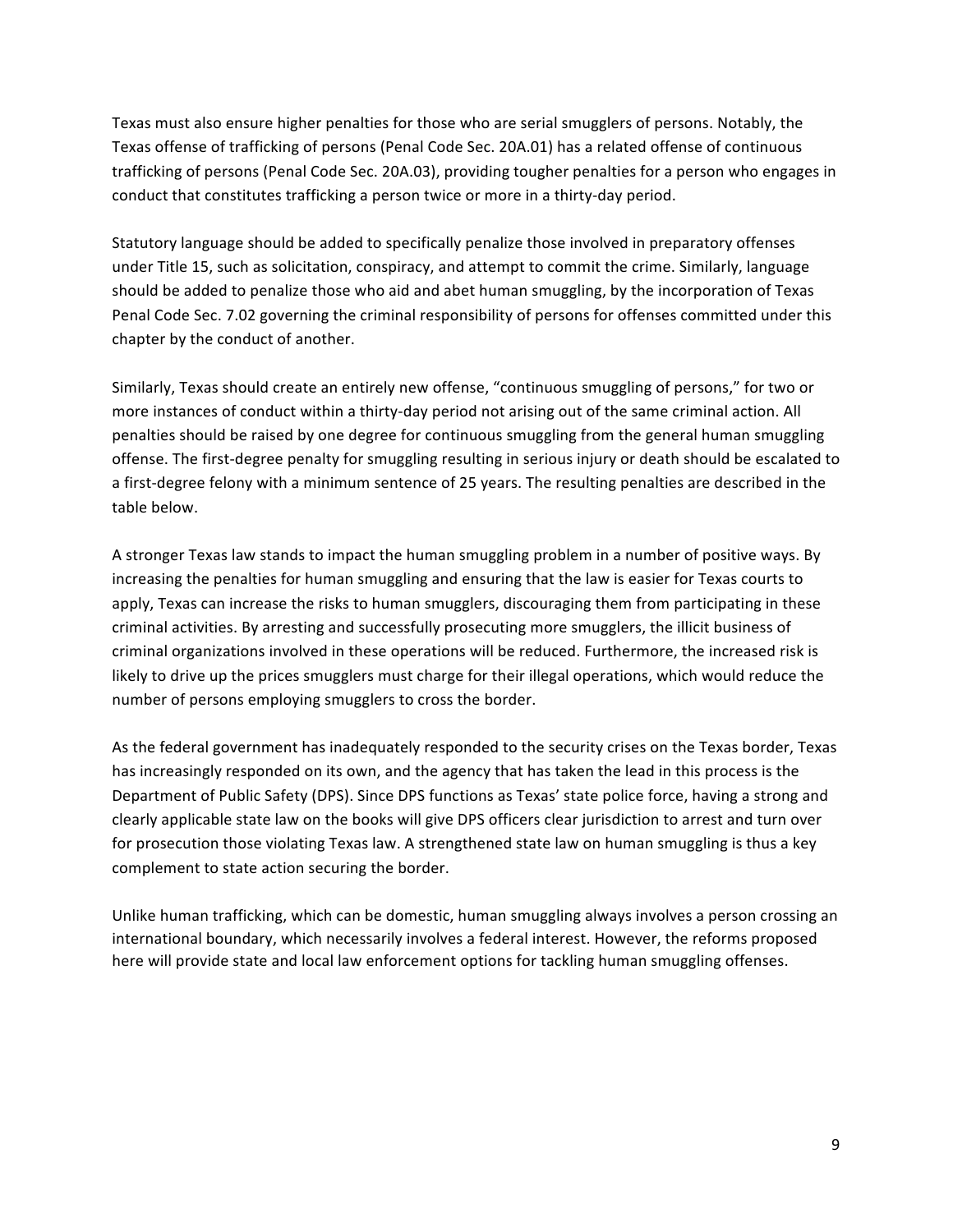Texas must also ensure higher penalties for those who are serial smugglers of persons. Notably, the Texas offense of trafficking of persons (Penal Code Sec. 20A.01) has a related offense of continuous trafficking of persons (Penal Code Sec. 20A.03), providing tougher penalties for a person who engages in conduct that constitutes trafficking a person twice or more in a thirty-day period.

Statutory language should be added to specifically penalize those involved in preparatory offenses under Title 15, such as solicitation, conspiracy, and attempt to commit the crime. Similarly, language should be added to penalize those who aid and abet human smuggling, by the incorporation of Texas Penal Code Sec. 7.02 governing the criminal responsibility of persons for offenses committed under this chapter by the conduct of another.

Similarly, Texas should create an entirely new offense, "continuous smuggling of persons," for two or more instances of conduct within a thirty-day period not arising out of the same criminal action. All penalties should be raised by one degree for continuous smuggling from the general human smuggling offense. The first-degree penalty for smuggling resulting in serious injury or death should be escalated to a first-degree felony with a minimum sentence of 25 years. The resulting penalties are described in the table below.

A stronger Texas law stands to impact the human smuggling problem in a number of positive ways. By increasing the penalties for human smuggling and ensuring that the law is easier for Texas courts to apply, Texas can increase the risks to human smugglers, discouraging them from participating in these criminal activities. By arresting and successfully prosecuting more smugglers, the illicit business of criminal organizations involved in these operations will be reduced. Furthermore, the increased risk is likely to drive up the prices smugglers must charge for their illegal operations, which would reduce the number of persons employing smugglers to cross the border.

As the federal government has inadequately responded to the security crises on the Texas border, Texas has increasingly responded on its own, and the agency that has taken the lead in this process is the Department of Public Safety (DPS). Since DPS functions as Texas' state police force, having a strong and clearly applicable state law on the books will give DPS officers clear jurisdiction to arrest and turn over for prosecution those violating Texas law. A strengthened state law on human smuggling is thus a key complement to state action securing the border.

Unlike human trafficking, which can be domestic, human smuggling always involves a person crossing an international boundary, which necessarily involves a federal interest. However, the reforms proposed here will provide state and local law enforcement options for tackling human smuggling offenses.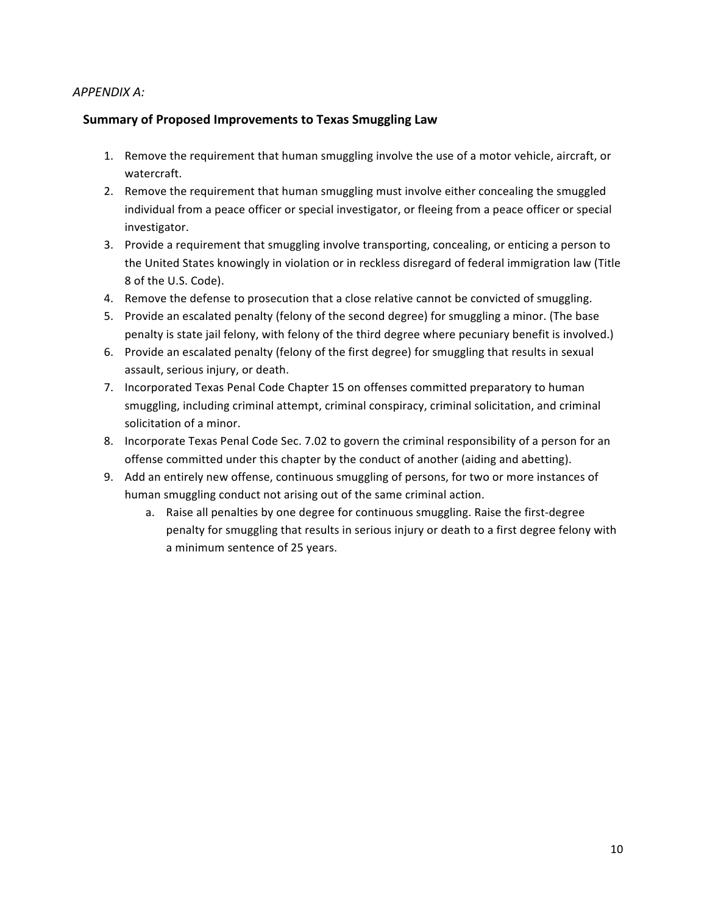*APPENDIX A:*

## Summary of Proposed Improvements to Texas Smuggling Law

1. Remove the requirement that human smuggling involve the use of a motor vehicle, aircraft, or watercraft.
2. Remove the requirement that human smuggling must involve either concealing the smuggled individual from a peace officer or special investigator, or fleeing from a peace officer or special investigator.
3. Provide a requirement that smuggling involve transporting, concealing, or enticing a person to the United States knowingly in violation or in reckless disregard of federal immigration law (Title 8 of the U.S. Code).
4. Remove the defense to prosecution that a close relative cannot be convicted of smuggling.
5. Provide an escalated penalty (felony of the second degree) for smuggling a minor. (The base penalty is state jail felony, with felony of the third degree where pecuniary benefit is involved.)
6. Provide an escalated penalty (felony of the first degree) for smuggling that results in sexual assault, serious injury, or death.
7. Incorporated Texas Penal Code Chapter 15 on offenses committed preparatory to human smuggling, including criminal attempt, criminal conspiracy, criminal solicitation, and criminal solicitation of a minor.
8. Incorporate Texas Penal Code Sec. 7.02 to govern the criminal responsibility of a person for an offense committed under this chapter by the conduct of another (aiding and abetting).
9. Add an entirely new offense, continuous smuggling of persons, for two or more instances of human smuggling conduct not arising out of the same criminal action.
    a. Raise all penalties by one degree for continuous smuggling. Raise the first-degree penalty for smuggling that results in serious injury or death to a first degree felony with a minimum sentence of 25 years.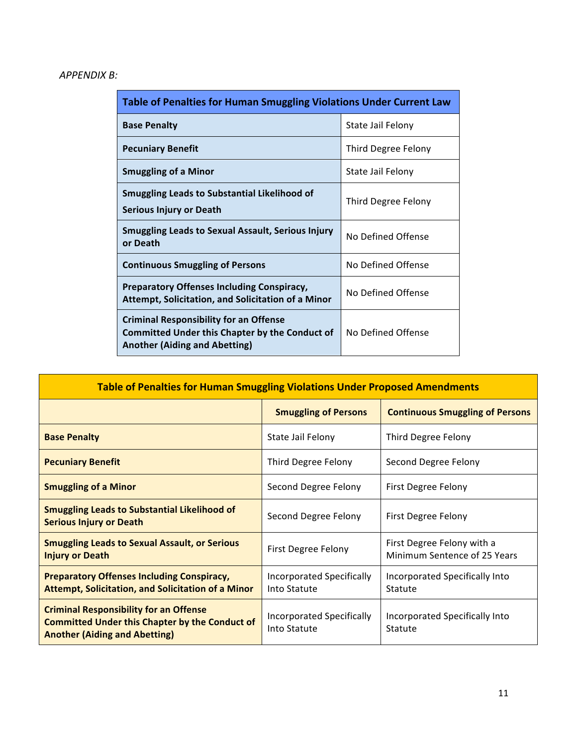*APPENDIX B:*

| Table of Penalties for Human Smuggling Violations Under Current Law | |
|---|---|
| **Base Penalty** | State Jail Felony |
| **Pecuniary Benefit** | Third Degree Felony |
| **Smuggling of a Minor** | State Jail Felony |
| **Smuggling Leads to Substantial Likelihood of Serious Injury or Death** | Third Degree Felony |
| **Smuggling Leads to Sexual Assault, Serious Injury or Death** | No Defined Offense |
| **Continuous Smuggling of Persons** | No Defined Offense |
| **Preparatory Offenses Including Conspiracy, Attempt, Solicitation, and Solicitation of a Minor** | No Defined Offense |
| **Criminal Responsibility for an Offense Committed Under this Chapter by the Conduct of Another (Aiding and Abetting)** | No Defined Offense |

| Table of Penalties for Human Smuggling Violations Under Proposed Amendments | | |
|---|---|---|
| | **Smuggling of Persons** | **Continuous Smuggling of Persons** |
| **Base Penalty** | State Jail Felony | Third Degree Felony |
| **Pecuniary Benefit** | Third Degree Felony | Second Degree Felony |
| **Smuggling of a Minor** | Second Degree Felony | First Degree Felony |
| **Smuggling Leads to Substantial Likelihood of Serious Injury or Death** | Second Degree Felony | First Degree Felony |
| **Smuggling Leads to Sexual Assault, or Serious Injury or Death** | First Degree Felony | First Degree Felony with a Minimum Sentence of 25 Years |
| **Preparatory Offenses Including Conspiracy, Attempt, Solicitation, and Solicitation of a Minor** | Incorporated Specifically Into Statute | Incorporated Specifically Into Statute |
| **Criminal Responsibility for an Offense Committed Under this Chapter by the Conduct of Another (Aiding and Abetting)** | Incorporated Specifically Into Statute | Incorporated Specifically Into Statute |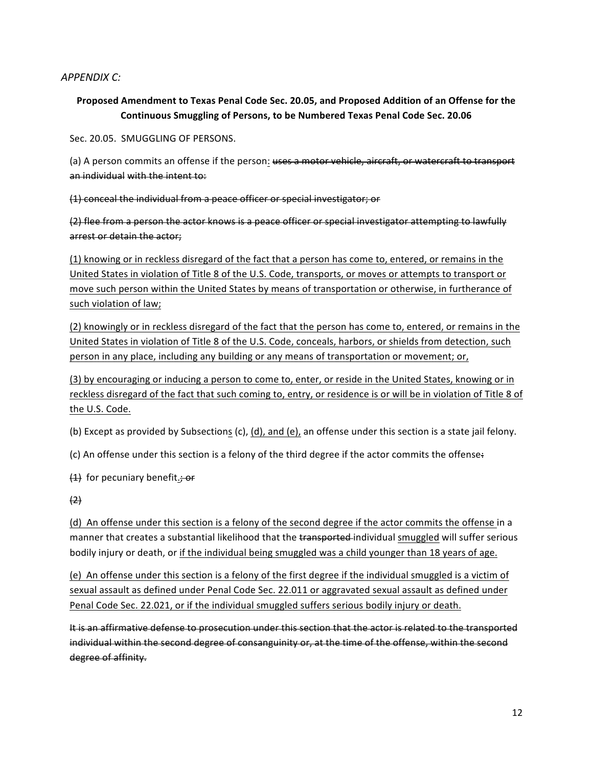*APPENDIX C:*

**Proposed Amendment to Texas Penal Code Sec. 20.05, and Proposed Addition of an Offense for the Continuous Smuggling of Persons, to be Numbered Texas Penal Code Sec. 20.06**

Sec. 20.05. SMUGGLING OF PERSONS.

(a) A person commits an offense if the person<u>:</u> ~~uses a motor vehicle, aircraft, or watercraft to transport an individual with the intent to:~~

~~(1) conceal the individual from a peace officer or special investigator; or~~

~~(2) flee from a person the actor knows is a peace officer or special investigator attempting to lawfully arrest or detain the actor;~~

<u>(1) knowing or in reckless disregard of the fact that a person has come to, entered, or remains in the United States in violation of Title 8 of the U.S. Code, transports, or moves or attempts to transport or move such person within the United States by means of transportation or otherwise, in furtherance of such violation of law;</u>

<u>(2) knowingly or in reckless disregard of the fact that the person has come to, entered, or remains in the United States in violation of Title 8 of the U.S. Code, conceals, harbors, or shields from detection, such person in any place, including any building or any means of transportation or movement; or,</u>

<u>(3) by encouraging or inducing a person to come to, enter, or reside in the United States, knowing or in reckless disregard of the fact that such coming to, entry, or residence is or will be in violation of Title 8 of the U.S. Code.</u>

(b) Except as provided by Subsection<u>s</u> (c), <u>(d), and (e),</u> an offense under this section is a state jail felony.

(c) An offense under this section is a felony of the third degree if the actor commits the offense~~:~~

~~(1)~~ for pecuniary benefit<u>.</u>~~; or~~

~~(2)~~

<u>(d) An offense under this section is a felony of the second degree if the actor commits the offense</u> in a manner that creates a substantial likelihood that the ~~transported~~ individual <u>smuggled</u> will suffer serious bodily injury or death, or <u>if the individual being smuggled was a child younger than 18 years of age.</u>

<u>(e) An offense under this section is a felony of the first degree if the individual smuggled is a victim of sexual assault as defined under Penal Code Sec. 22.011 or aggravated sexual assault as defined under Penal Code Sec. 22.021, or if the individual smuggled suffers serious bodily injury or death.</u>

~~It is an affirmative defense to prosecution under this section that the actor is related to the transported individual within the second degree of consanguinity or, at the time of the offense, within the second degree of affinity.~~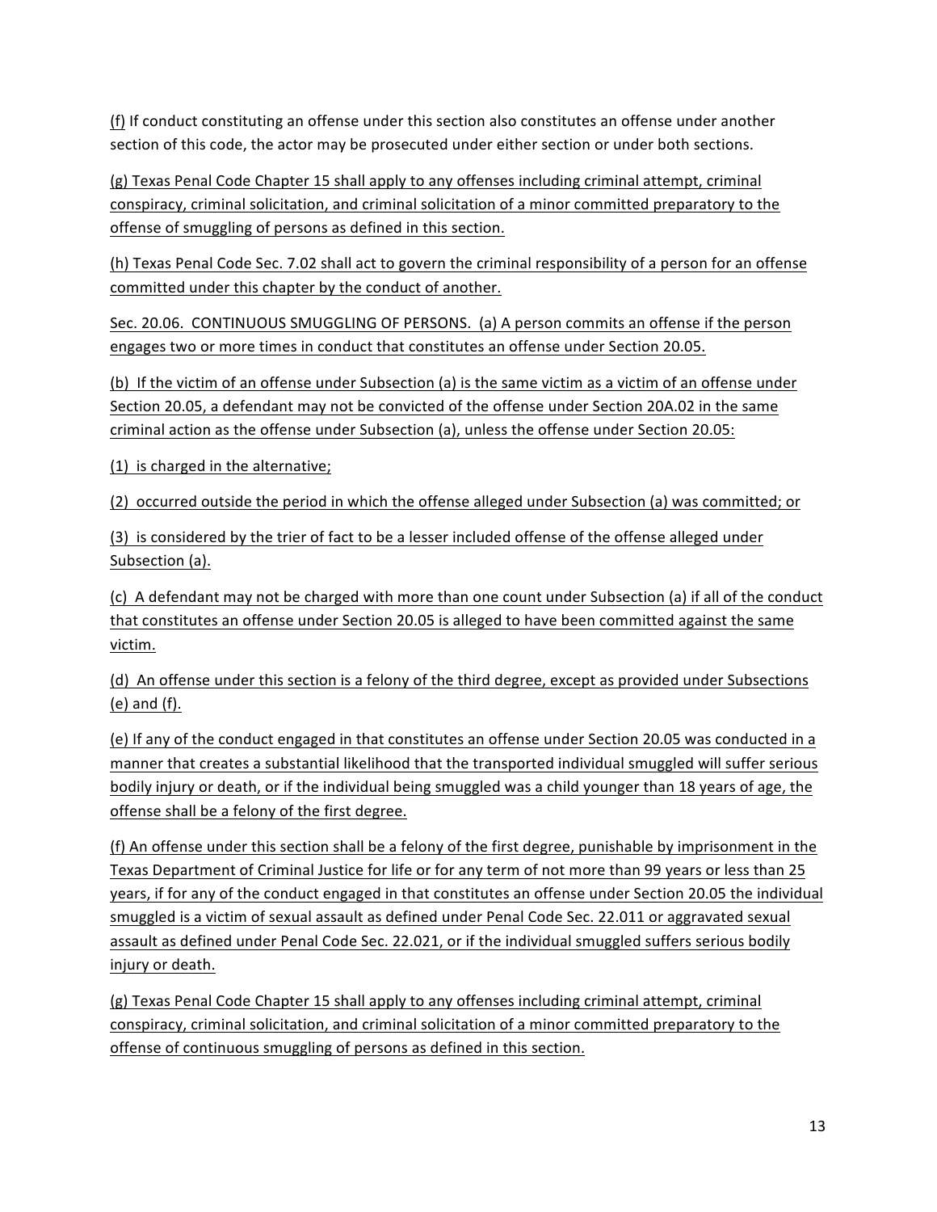(f) If conduct constituting an offense under this section also constitutes an offense under another section of this code, the actor may be prosecuted under either section or under both sections.

(g) Texas Penal Code Chapter 15 shall apply to any offenses including criminal attempt, criminal conspiracy, criminal solicitation, and criminal solicitation of a minor committed preparatory to the offense of smuggling of persons as defined in this section.

(h) Texas Penal Code Sec. 7.02 shall act to govern the criminal responsibility of a person for an offense committed under this chapter by the conduct of another.

Sec. 20.06. CONTINUOUS SMUGGLING OF PERSONS. (a) A person commits an offense if the person engages two or more times in conduct that constitutes an offense under Section 20.05.

(b) If the victim of an offense under Subsection (a) is the same victim as a victim of an offense under Section 20.05, a defendant may not be convicted of the offense under Section 20A.02 in the same criminal action as the offense under Subsection (a), unless the offense under Section 20.05:

(1) is charged in the alternative;

(2) occurred outside the period in which the offense alleged under Subsection (a) was committed; or

(3) is considered by the trier of fact to be a lesser included offense of the offense alleged under Subsection (a).

(c) A defendant may not be charged with more than one count under Subsection (a) if all of the conduct that constitutes an offense under Section 20.05 is alleged to have been committed against the same victim.

(d) An offense under this section is a felony of the third degree, except as provided under Subsections (e) and (f).

(e) If any of the conduct engaged in that constitutes an offense under Section 20.05 was conducted in a manner that creates a substantial likelihood that the transported individual smuggled will suffer serious bodily injury or death, or if the individual being smuggled was a child younger than 18 years of age, the offense shall be a felony of the first degree.

(f) An offense under this section shall be a felony of the first degree, punishable by imprisonment in the Texas Department of Criminal Justice for life or for any term of not more than 99 years or less than 25 years, if for any of the conduct engaged in that constitutes an offense under Section 20.05 the individual smuggled is a victim of sexual assault as defined under Penal Code Sec. 22.011 or aggravated sexual assault as defined under Penal Code Sec. 22.021, or if the individual smuggled suffers serious bodily injury or death.

(g) Texas Penal Code Chapter 15 shall apply to any offenses including criminal attempt, criminal conspiracy, criminal solicitation, and criminal solicitation of a minor committed preparatory to the offense of continuous smuggling of persons as defined in this section.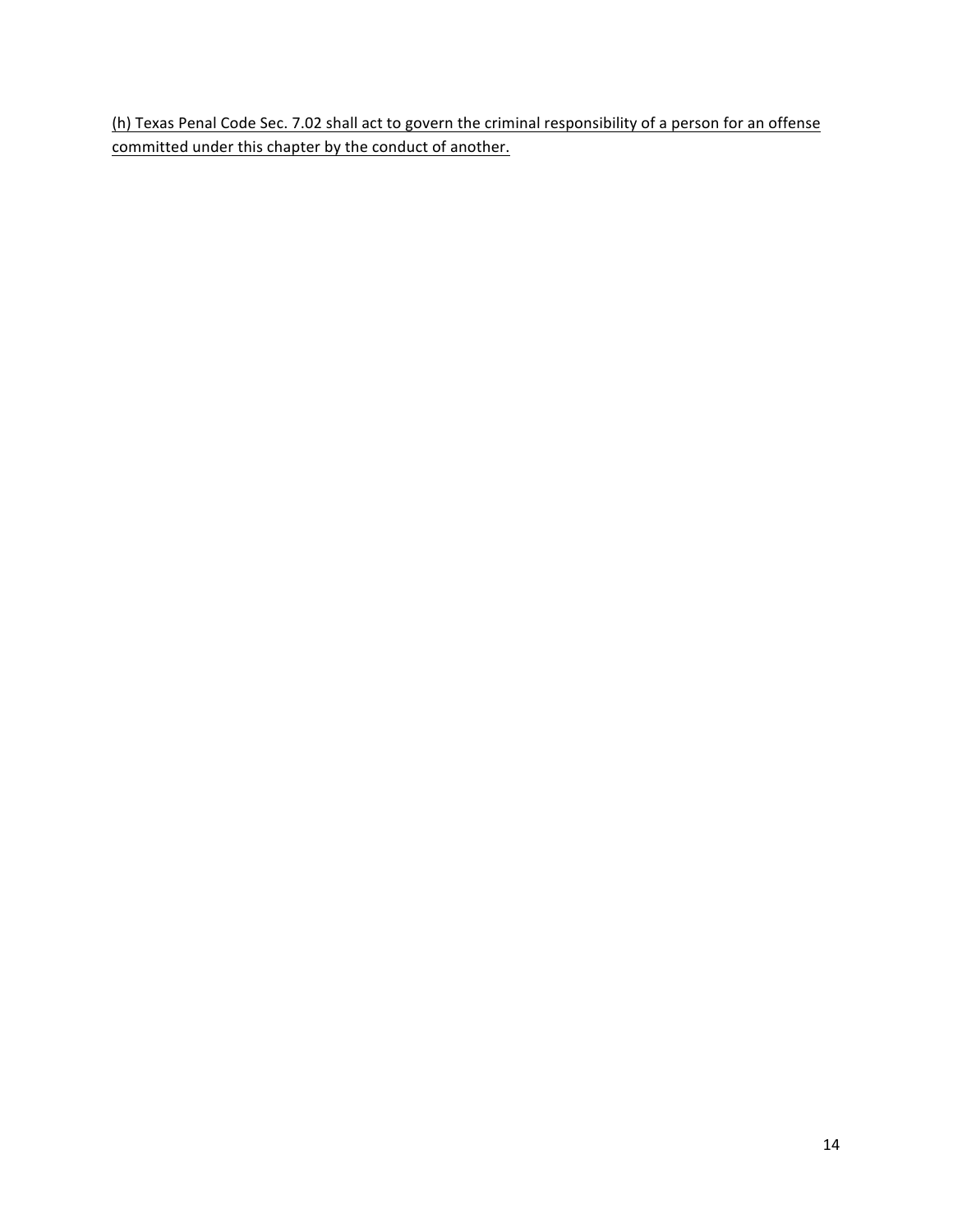<u>(h) Texas Penal Code Sec. 7.02 shall act to govern the criminal responsibility of a person for an offense committed under this chapter by the conduct of another.</u>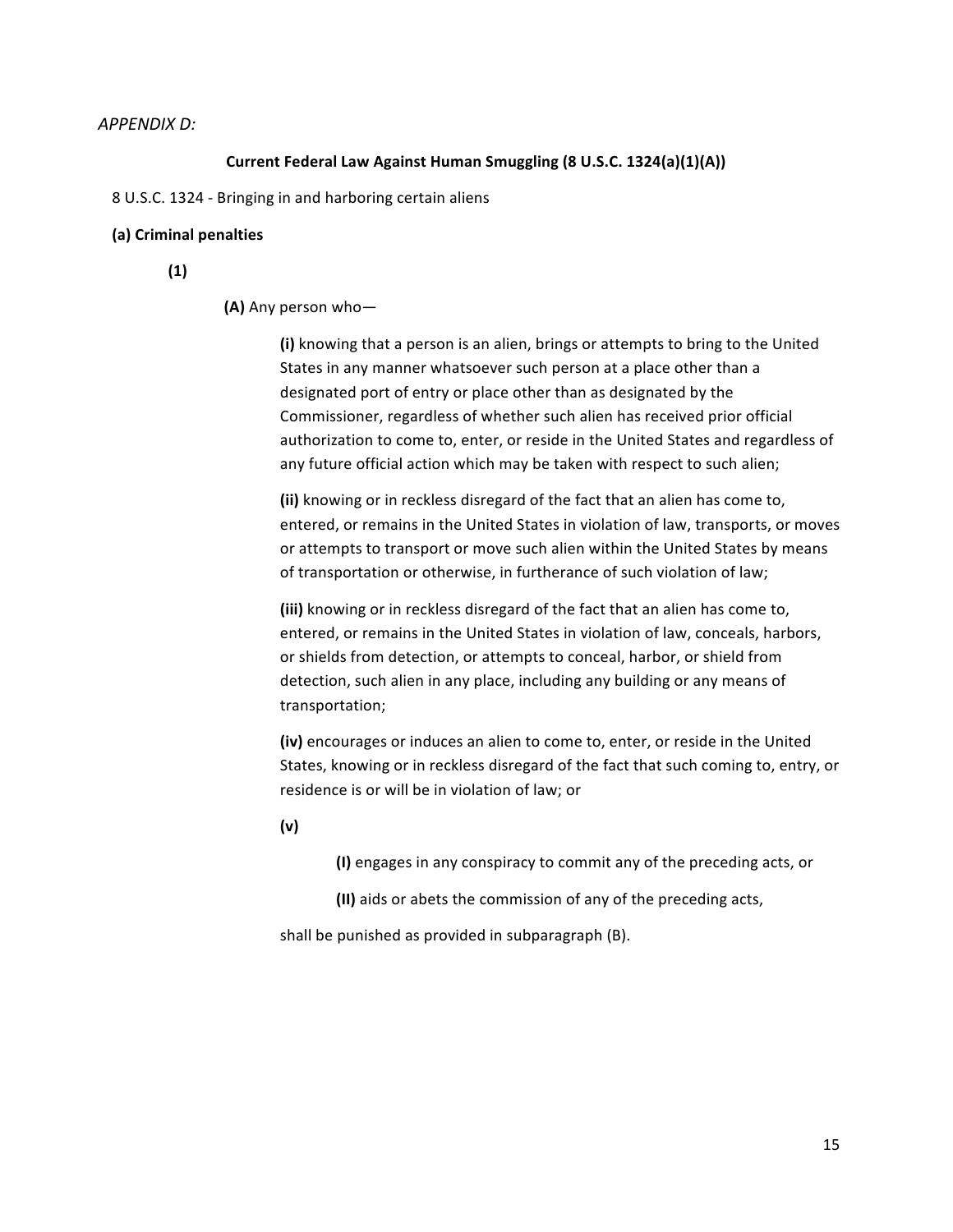*APPENDIX D:*

**Current Federal Law Against Human Smuggling (8 U.S.C. 1324(a)(1)(A))**

8 U.S.C. 1324 - Bringing in and harboring certain aliens

**(a) Criminal penalties**

**(1)**

**(A)** Any person who—

**(i)** knowing that a person is an alien, brings or attempts to bring to the United States in any manner whatsoever such person at a place other than a designated port of entry or place other than as designated by the Commissioner, regardless of whether such alien has received prior official authorization to come to, enter, or reside in the United States and regardless of any future official action which may be taken with respect to such alien;

**(ii)** knowing or in reckless disregard of the fact that an alien has come to, entered, or remains in the United States in violation of law, transports, or moves or attempts to transport or move such alien within the United States by means of transportation or otherwise, in furtherance of such violation of law;

**(iii)** knowing or in reckless disregard of the fact that an alien has come to, entered, or remains in the United States in violation of law, conceals, harbors, or shields from detection, or attempts to conceal, harbor, or shield from detection, such alien in any place, including any building or any means of transportation;

**(iv)** encourages or induces an alien to come to, enter, or reside in the United States, knowing or in reckless disregard of the fact that such coming to, entry, or residence is or will be in violation of law; or

**(v)**

**(I)** engages in any conspiracy to commit any of the preceding acts, or

**(II)** aids or abets the commission of any of the preceding acts,

shall be punished as provided in subparagraph (B).